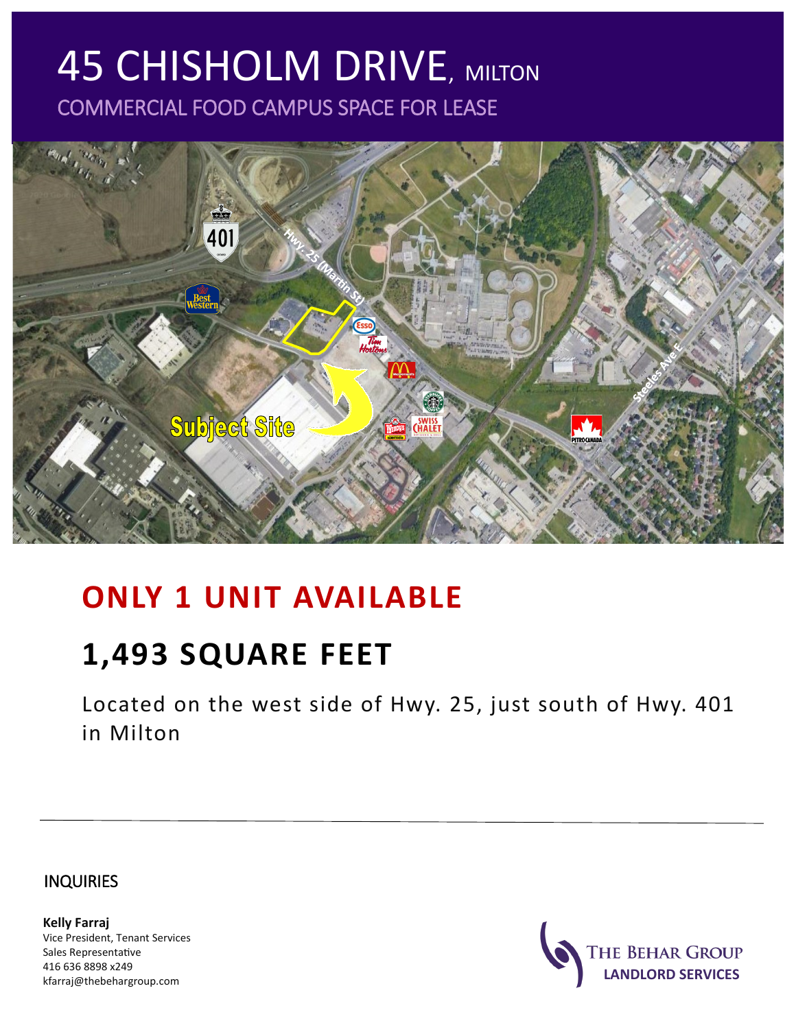# 45 CHISHOLM DRIVE, MILTON

COMMERCIAL FOOD CAMPUS SPACE FOR LEASE

## ONLY 1 UNIT AVAILABLE

## 1,493 SQUARE FEET

Located on the west side of Hwy. 25, just south of Hwy. 401 in Milton

---

INQUIRIES

**Kelly Farraj**
Vice President, Tenant Services
Sales Representative
416 636 8898 x249
kfarraj@thebehargroup.com

THE BEHAR GROUP
LANDLORD SERVICES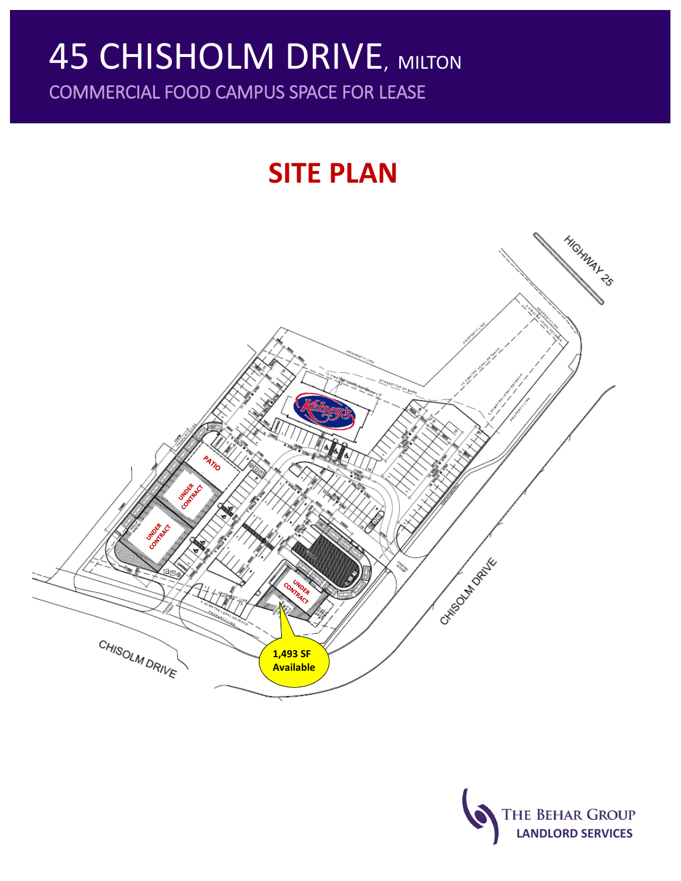# 45 CHISHOLM DRIVE, MILTON

COMMERCIAL FOOD CAMPUS SPACE FOR LEASE

## SITE PLAN

HIGHWAY 25

Kelsey's

PATIO

UNDER CONTRACT

UNDER CONTRACT

UNDER CONTRACT

1,493 SF Available

CHISOLM DRIVE

CHISOLM DRIVE

THE BEHAR GROUP
LANDLORD SERVICES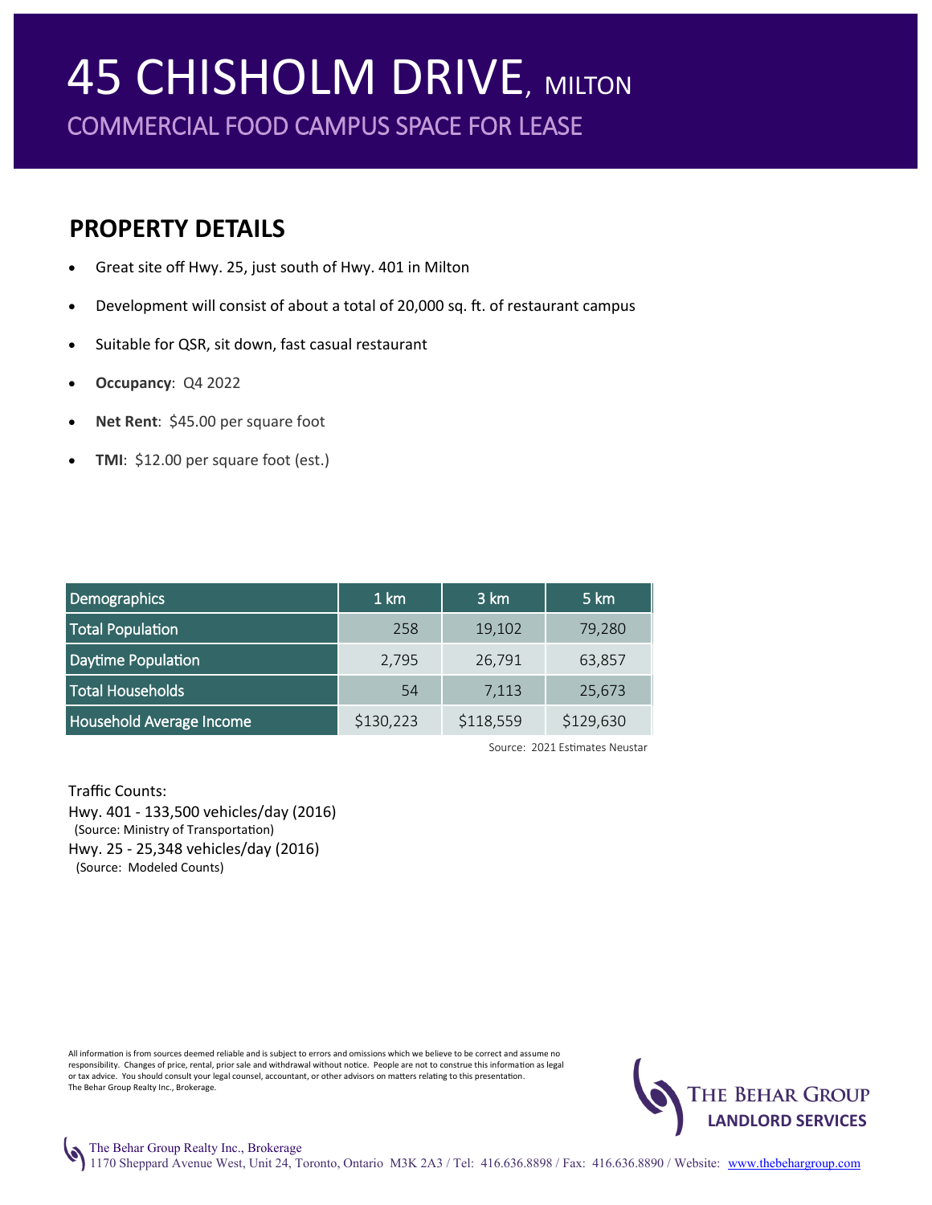# 45 CHISHOLM DRIVE, MILTON

## COMMERCIAL FOOD CAMPUS SPACE FOR LEASE

## PROPERTY DETAILS

- Great site off Hwy. 25, just south of Hwy. 401 in Milton
- Development will consist of about a total of 20,000 sq. ft. of restaurant campus
- Suitable for QSR, sit down, fast casual restaurant
- **Occupancy**: Q4 2022
- **Net Rent**: $45.00 per square foot
- **TMI**: $12.00 per square foot (est.)

| Demographics | 1 km | 3 km | 5 km |
|---|---|---|---|
| Total Population | 258 | 19,102 | 79,280 |
| Daytime Population | 2,795 | 26,791 | 63,857 |
| Total Households | 54 | 7,113 | 25,673 |
| Household Average Income | $130,223 | $118,559 | $129,630 |

Source: 2021 Estimates Neustar

Traffic Counts:
Hwy. 401 - 133,500 vehicles/day (2016)
(Source: Ministry of Transportation)
Hwy. 25 - 25,348 vehicles/day (2016)
(Source: Modeled Counts)

All information is from sources deemed reliable and is subject to errors and omissions which we believe to be correct and assume no responsibility. Changes of price, rental, prior sale and withdrawal without notice. People are not to construe this information as legal or tax advice. You should consult your legal counsel, accountant, or other advisors on matters relating to this presentation.
The Behar Group Realty Inc., Brokerage.

THE BEHAR GROUP
LANDLORD SERVICES

The Behar Group Realty Inc., Brokerage
1170 Sheppard Avenue West, Unit 24, Toronto, Ontario M3K 2A3 / Tel: 416.636.8898 / Fax: 416.636.8890 / Website: www.thebehargroup.com